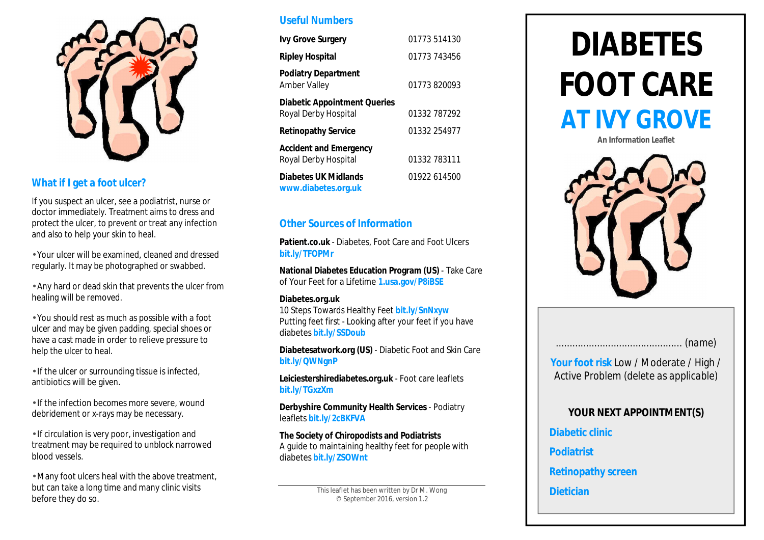## What if I get a foot ulcer?

If you suspect an ulcer, see a podiatrist, nurse or doctor immediately. Treatment aims to dress and protect the ulcer, to prevent or treat any infection and also to help your skin to heal.

- Your ulcer will be examined, cleaned and dressed regularly. It may be photographed or swabbed.
- Any hard or dead skin that prevents the ulcer from healing will be removed.
- You should rest as much as possible with a foot ulcer and may be given padding, special shoes or have a cast made in order to relieve pressure to help the ulcer to heal.
- If the ulcer or surrounding tissue is infected, antibiotics will be given.
- If the infection becomes more severe, wound debridement or x-rays may be necessary.
- If circulation is very poor, investigation and treatment may be required to unblock narrowed blood vessels.
- Many foot ulcers heal with the above treatment, but can take a long time and many clinic visits before they do so.

## Useful Numbers

| | |
|---|---|
| **Ivy Grove Surgery** | 01773 514130 |
| **Ripley Hospital** | 01773 743456 |
| **Podiatry Department** Amber Valley | 01773 820093 |
| **Diabetic Appointment Queries** Royal Derby Hospital | 01332 787292 |
| **Retinopathy Service** | 01332 254977 |
| **Accident and Emergency** Royal Derby Hospital | 01332 783111 |
| **Diabetes UK Midlands** **www.diabetes.org.uk** | 01922 614500 |

## Other Sources of Information

**Patient.co.uk** - Diabetes, Foot Care and Foot Ulcers **bit.ly/TFOPMr**

**National Diabetes Education Program (US)** - Take Care of Your Feet for a Lifetime **1.usa.gov/P8iBSE**

**Diabetes.org.uk**
10 Steps Towards Healthy Feet **bit.ly/SnNxyw**
Putting feet first - Looking after your feet if you have diabetes **bit.ly/SSDoub**

**Diabetesatwork.org (US)** - Diabetic Foot and Skin Care **bit.ly/QWNgnP**

**Leiciestershirediabetes.org.uk** - Foot care leaflets **bit.ly/TGxzXm**

**Derbyshire Community Health Services** - Podiatry leaflets **bit.ly/2cBKFVA**

**The Society of Chiropodists and Podiatrists**
A guide to maintaining healthy feet for people with diabetes **bit.ly/ZSOWnt**

This leaflet has been written by Dr M. Wong
© September 2016, version 1.2

# DIABETES FOOT CARE AT IVY GROVE

An Information Leaflet

............................................ (name)

**Your foot risk** Low / Moderate / High / Active Problem (delete as applicable)

**YOUR NEXT APPOINTMENT(S)**

**Diabetic clinic**

**Podiatrist**

**Retinopathy screen**

**Dietician**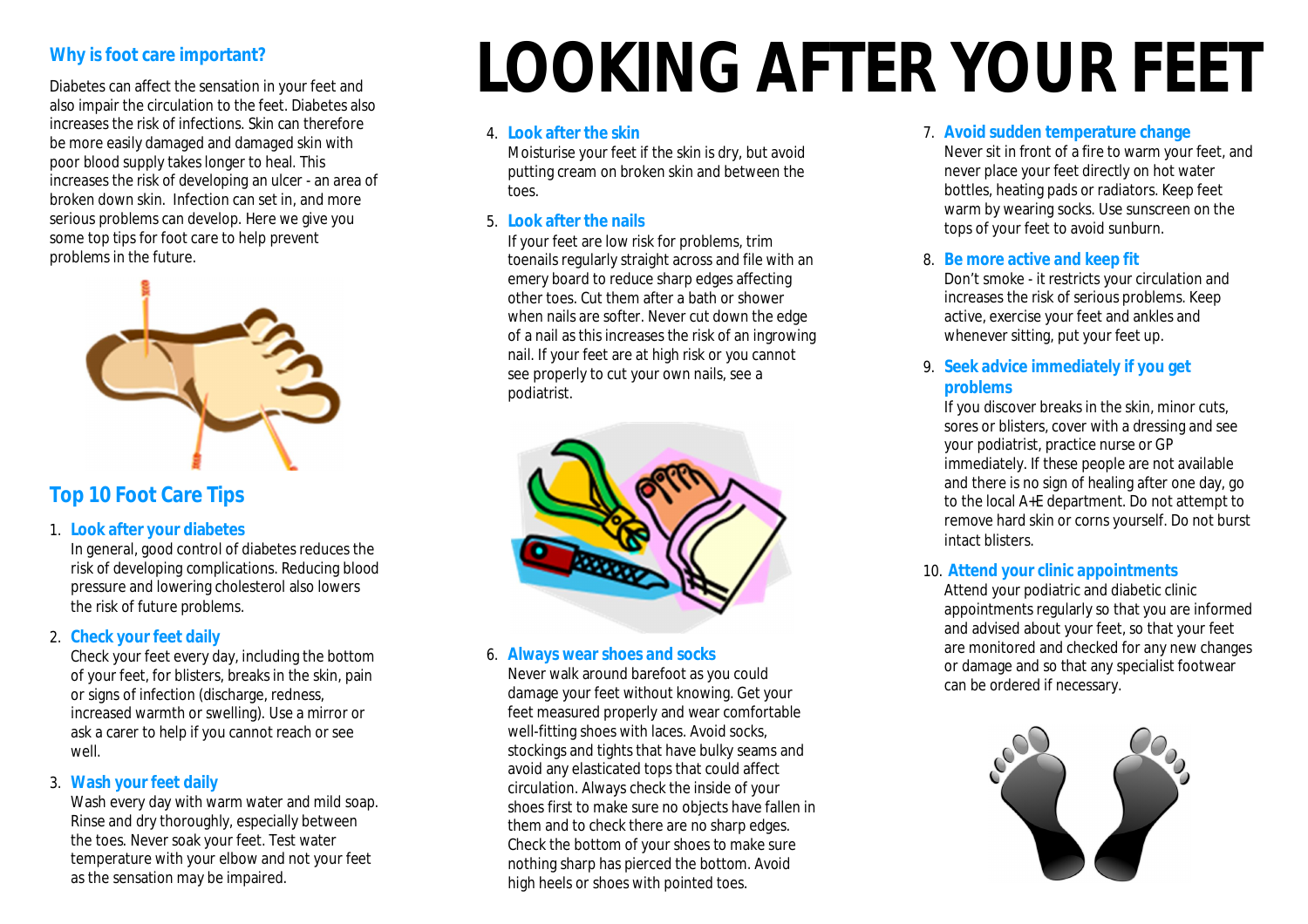# LOOKING AFTER YOUR FEET

## Why is foot care important?

Diabetes can affect the sensation in your feet and also impair the circulation to the feet. Diabetes also increases the risk of infections. Skin can therefore be more easily damaged and damaged skin with poor blood supply takes longer to heal. This increases the risk of developing an ulcer - an area of broken down skin. Infection can set in, and more serious problems can develop. Here we give you some top tips for foot care to help prevent problems in the future.

## Top 10 Foot Care Tips

1. **Look after your diabetes**
   In general, good control of diabetes reduces the risk of developing complications. Reducing blood pressure and lowering cholesterol also lowers the risk of future problems.

2. **Check your feet daily**
   Check your feet every day, including the bottom of your feet, for blisters, breaks in the skin, pain or signs of infection (discharge, redness, increased warmth or swelling). Use a mirror or ask a carer to help if you cannot reach or see well.

3. **Wash your feet daily**
   Wash every day with warm water and mild soap. Rinse and dry thoroughly, especially between the toes. Never soak your feet. Test water temperature with your elbow and not your feet as the sensation may be impaired.

4. **Look after the skin**
   Moisturise your feet if the skin is dry, but avoid putting cream on broken skin and between the toes.

5. **Look after the nails**
   If your feet are low risk for problems, trim toenails regularly straight across and file with an emery board to reduce sharp edges affecting other toes. Cut them after a bath or shower when nails are softer. Never cut down the edge of a nail as this increases the risk of an ingrowing nail. If your feet are at high risk or you cannot see properly to cut your own nails, see a podiatrist.

6. **Always wear shoes and socks**
   Never walk around barefoot as you could damage your feet without knowing. Get your feet measured properly and wear comfortable well-fitting shoes with laces. Avoid socks, stockings and tights that have bulky seams and avoid any elasticated tops that could affect circulation. Always check the inside of your shoes first to make sure no objects have fallen in them and to check there are no sharp edges. Check the bottom of your shoes to make sure nothing sharp has pierced the bottom. Avoid high heels or shoes with pointed toes.

7. **Avoid sudden temperature change**
   Never sit in front of a fire to warm your feet, and never place your feet directly on hot water bottles, heating pads or radiators. Keep feet warm by wearing socks. Use sunscreen on the tops of your feet to avoid sunburn.

8. **Be more active and keep fit**
   Don't smoke - it restricts your circulation and increases the risk of serious problems. Keep active, exercise your feet and ankles and whenever sitting, put your feet up.

9. **Seek advice immediately if you get problems**
   If you discover breaks in the skin, minor cuts, sores or blisters, cover with a dressing and see your podiatrist, practice nurse or GP immediately. If these people are not available and there is no sign of healing after one day, go to the local A+E department. Do not attempt to remove hard skin or corns yourself. Do not burst intact blisters.

10. **Attend your clinic appointments**
    Attend your podiatric and diabetic clinic appointments regularly so that you are informed and advised about your feet, so that your feet are monitored and checked for any new changes or damage and so that any specialist footwear can be ordered if necessary.